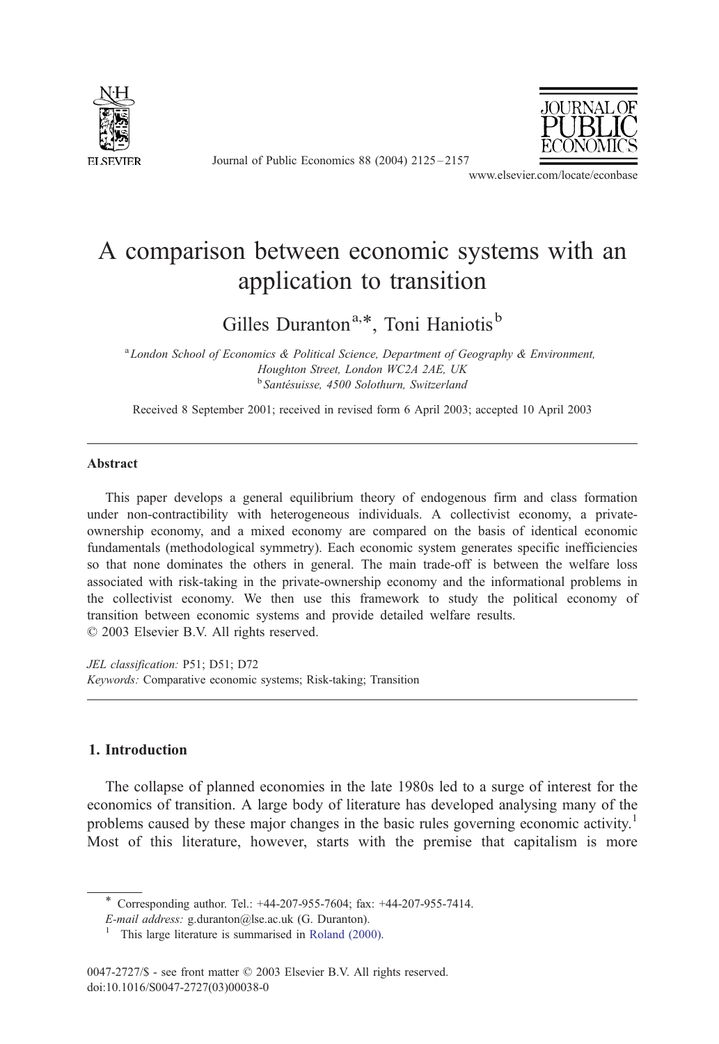# A comparison between economic systems with an application to transition

Gilles Duranton[a,*], Toni Haniotis[b]

[a] *London School of Economics & Political Science, Department of Geography & Environment, Houghton Street, London WC2A 2AE, UK*

[b] *Santésuisse, 4500 Solothurn, Switzerland*

Received 8 September 2001; received in revised form 6 April 2003; accepted 10 April 2003

---

## Abstract

This paper develops a general equilibrium theory of endogenous firm and class formation under non-contractibility with heterogeneous individuals. A collectivist economy, a private-ownership economy, and a mixed economy are compared on the basis of identical economic fundamentals (methodological symmetry). Each economic system generates specific inefficiencies so that none dominates the others in general. The main trade-off is between the welfare loss associated with risk-taking in the private-ownership economy and the informational problems in the collectivist economy. We then use this framework to study the political economy of transition between economic systems and provide detailed welfare results.

© 2003 Elsevier B.V. All rights reserved.

*JEL classification:* P51; D51; D72

*Keywords:* Comparative economic systems; Risk-taking; Transition

---

## 1. Introduction

The collapse of planned economies in the late 1980s led to a surge of interest for the economics of transition. A large body of literature has developed analysing many of the problems caused by these major changes in the basic rules governing economic activity.[1] Most of this literature, however, starts with the premise that capitalism is more

---

\* Corresponding author. Tel.: +44-207-955-7604; fax: +44-207-955-7414.

*E-mail address:* g.duranton@lse.ac.uk (G. Duranton).

[1] This large literature is summarised in Roland (2000).

0047-2727/$ - see front matter © 2003 Elsevier B.V. All rights reserved.
doi:10.1016/S0047-2727(03)00038-0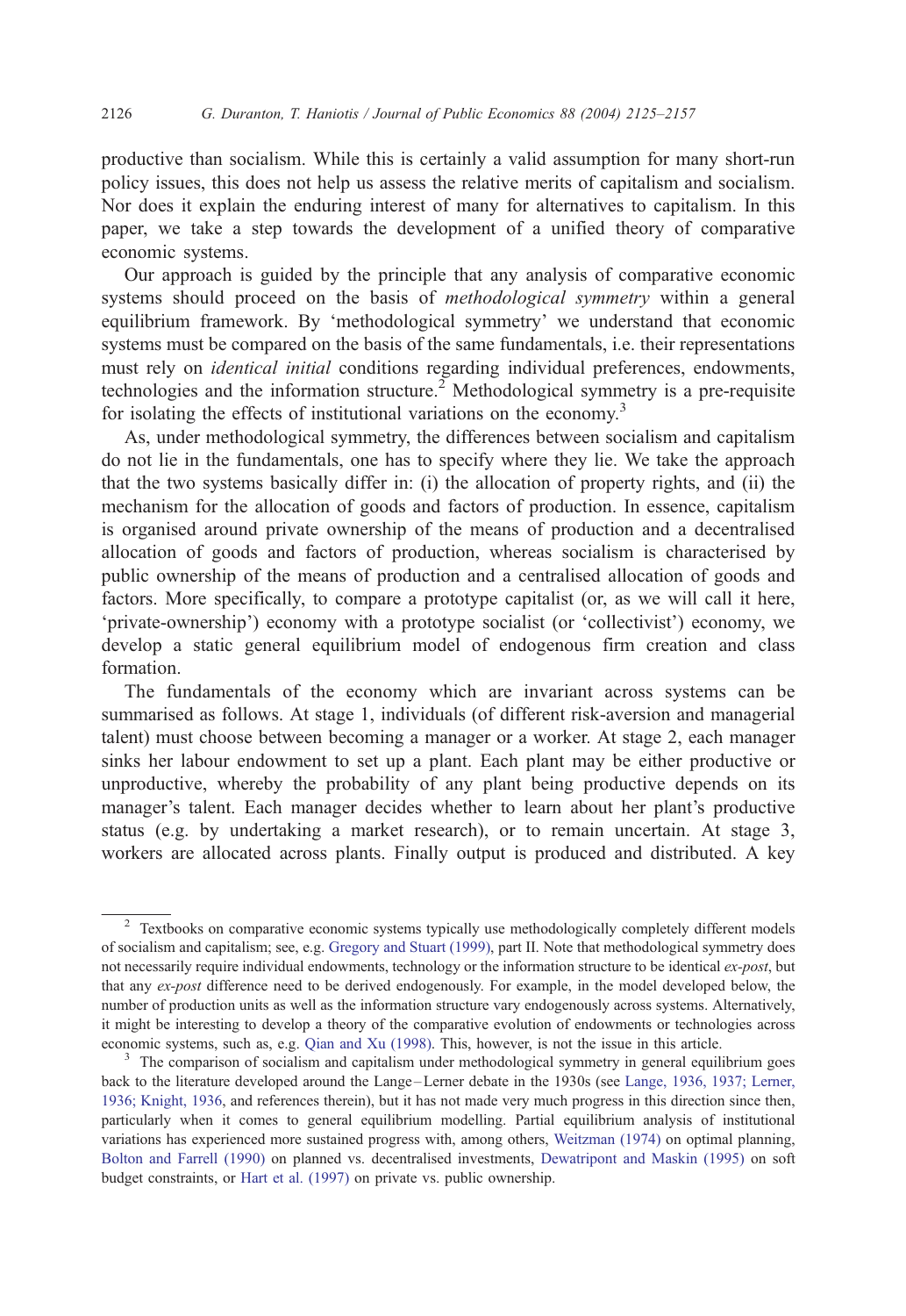productive than socialism. While this is certainly a valid assumption for many short-run policy issues, this does not help us assess the relative merits of capitalism and socialism. Nor does it explain the enduring interest of many for alternatives to capitalism. In this paper, we take a step towards the development of a unified theory of comparative economic systems.

Our approach is guided by the principle that any analysis of comparative economic systems should proceed on the basis of *methodological symmetry* within a general equilibrium framework. By 'methodological symmetry' we understand that economic systems must be compared on the basis of the same fundamentals, i.e. their representations must rely on *identical initial* conditions regarding individual preferences, endowments, technologies and the information structure.[2] Methodological symmetry is a pre-requisite for isolating the effects of institutional variations on the economy.[3]

As, under methodological symmetry, the differences between socialism and capitalism do not lie in the fundamentals, one has to specify where they lie. We take the approach that the two systems basically differ in: (i) the allocation of property rights, and (ii) the mechanism for the allocation of goods and factors of production. In essence, capitalism is organised around private ownership of the means of production and a decentralised allocation of goods and factors of production, whereas socialism is characterised by public ownership of the means of production and a centralised allocation of goods and factors. More specifically, to compare a prototype capitalist (or, as we will call it here, 'private-ownership') economy with a prototype socialist (or 'collectivist') economy, we develop a static general equilibrium model of endogenous firm creation and class formation.

The fundamentals of the economy which are invariant across systems can be summarised as follows. At stage 1, individuals (of different risk-aversion and managerial talent) must choose between becoming a manager or a worker. At stage 2, each manager sinks her labour endowment to set up a plant. Each plant may be either productive or unproductive, whereby the probability of any plant being productive depends on its manager's talent. Each manager decides whether to learn about her plant's productive status (e.g. by undertaking a market research), or to remain uncertain. At stage 3, workers are allocated across plants. Finally output is produced and distributed. A key

[2] Textbooks on comparative economic systems typically use methodologically completely different models of socialism and capitalism; see, e.g. Gregory and Stuart (1999), part II. Note that methodological symmetry does not necessarily require individual endowments, technology or the information structure to be identical *ex-post*, but that any *ex-post* difference need to be derived endogenously. For example, in the model developed below, the number of production units as well as the information structure vary endogenously across systems. Alternatively, it might be interesting to develop a theory of the comparative evolution of endowments or technologies across economic systems, such as, e.g. Qian and Xu (1998). This, however, is not the issue in this article.

[3] The comparison of socialism and capitalism under methodological symmetry in general equilibrium goes back to the literature developed around the Lange–Lerner debate in the 1930s (see Lange, 1936, 1937; Lerner, 1936; Knight, 1936, and references therein), but it has not made very much progress in this direction since then, particularly when it comes to general equilibrium modelling. Partial equilibrium analysis of institutional variations has experienced more sustained progress with, among others, Weitzman (1974) on optimal planning, Bolton and Farrell (1990) on planned vs. decentralised investments, Dewatripont and Maskin (1995) on soft budget constraints, or Hart et al. (1997) on private vs. public ownership.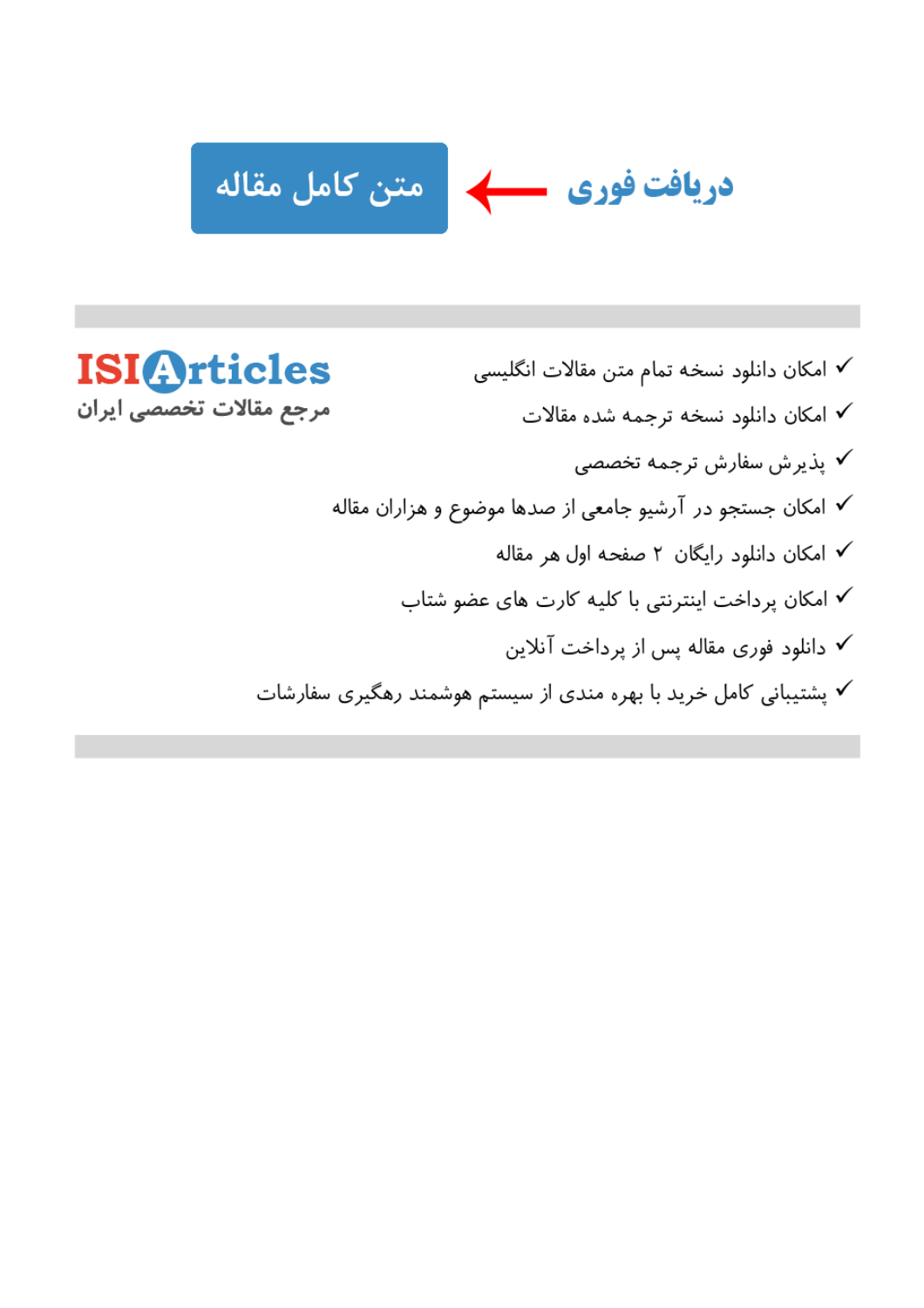دریافت فوری ← **متن کامل مقاله**

**ISIArticles**
مرجع مقالات تخصصی ایران

- ✓ امکان دانلود نسخه تمام متن مقالات انگلیسی
- ✓ امکان دانلود نسخه ترجمه شده مقالات
- ✓ پذیرش سفارش ترجمه تخصصی
- ✓ امکان جستجو در آرشیو جامعی از صدها موضوع و هزاران مقاله
- ✓ امکان دانلود رایگان ۲ صفحه اول هر مقاله
- ✓ امکان پرداخت اینترنتی با کلیه کارت های عضو شتاب
- ✓ دانلود فوری مقاله پس از پرداخت آنلاین
- ✓ پشتیبانی کامل خرید با بهره مندی از سیستم هوشمند رهگیری سفارشات